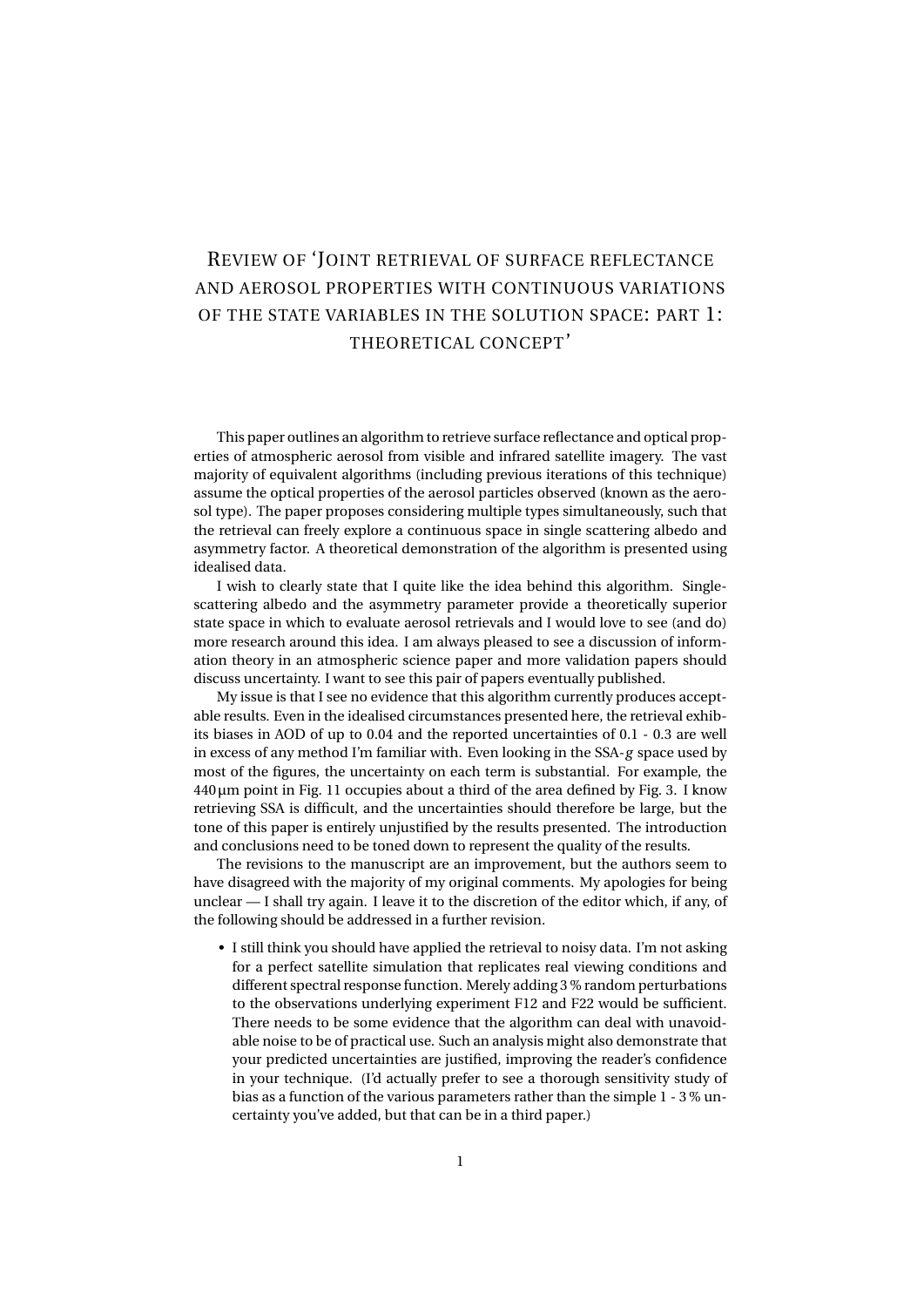# Review of 'Joint retrieval of surface reflectance and aerosol properties with continuous variations of the state variables in the solution space: part 1: theoretical concept'

This paper outlines an algorithm to retrieve surface reflectance and optical properties of atmospheric aerosol from visible and infrared satellite imagery. The vast majority of equivalent algorithms (including previous iterations of this technique) assume the optical properties of the aerosol particles observed (known as the aerosol type). The paper proposes considering multiple types simultaneously, such that the retrieval can freely explore a continuous space in single scattering albedo and asymmetry factor. A theoretical demonstration of the algorithm is presented using idealised data.

I wish to clearly state that I quite like the idea behind this algorithm. Single-scattering albedo and the asymmetry parameter provide a theoretically superior state space in which to evaluate aerosol retrievals and I would love to see (and do) more research around this idea. I am always pleased to see a discussion of information theory in an atmospheric science paper and more validation papers should discuss uncertainty. I want to see this pair of papers eventually published.

My issue is that I see no evidence that this algorithm currently produces acceptable results. Even in the idealised circumstances presented here, the retrieval exhibits biases in AOD of up to 0.04 and the reported uncertainties of 0.1 - 0.3 are well in excess of any method I'm familiar with. Even looking in the SSA-$g$ space used by most of the figures, the uncertainty on each term is substantial. For example, the 440 μm point in Fig. 11 occupies about a third of the area defined by Fig. 3. I know retrieving SSA is difficult, and the uncertainties should therefore be large, but the tone of this paper is entirely unjustified by the results presented. The introduction and conclusions need to be toned down to represent the quality of the results.

The revisions to the manuscript are an improvement, but the authors seem to have disagreed with the majority of my original comments. My apologies for being unclear — I shall try again. I leave it to the discretion of the editor which, if any, of the following should be addressed in a further revision.

- I still think you should have applied the retrieval to noisy data. I'm not asking for a perfect satellite simulation that replicates real viewing conditions and different spectral response function. Merely adding 3 % random perturbations to the observations underlying experiment F12 and F22 would be sufficient. There needs to be some evidence that the algorithm can deal with unavoidable noise to be of practical use. Such an analysis might also demonstrate that your predicted uncertainties are justified, improving the reader's confidence in your technique. (I'd actually prefer to see a thorough sensitivity study of bias as a function of the various parameters rather than the simple 1 - 3 % uncertainty you've added, but that can be in a third paper.)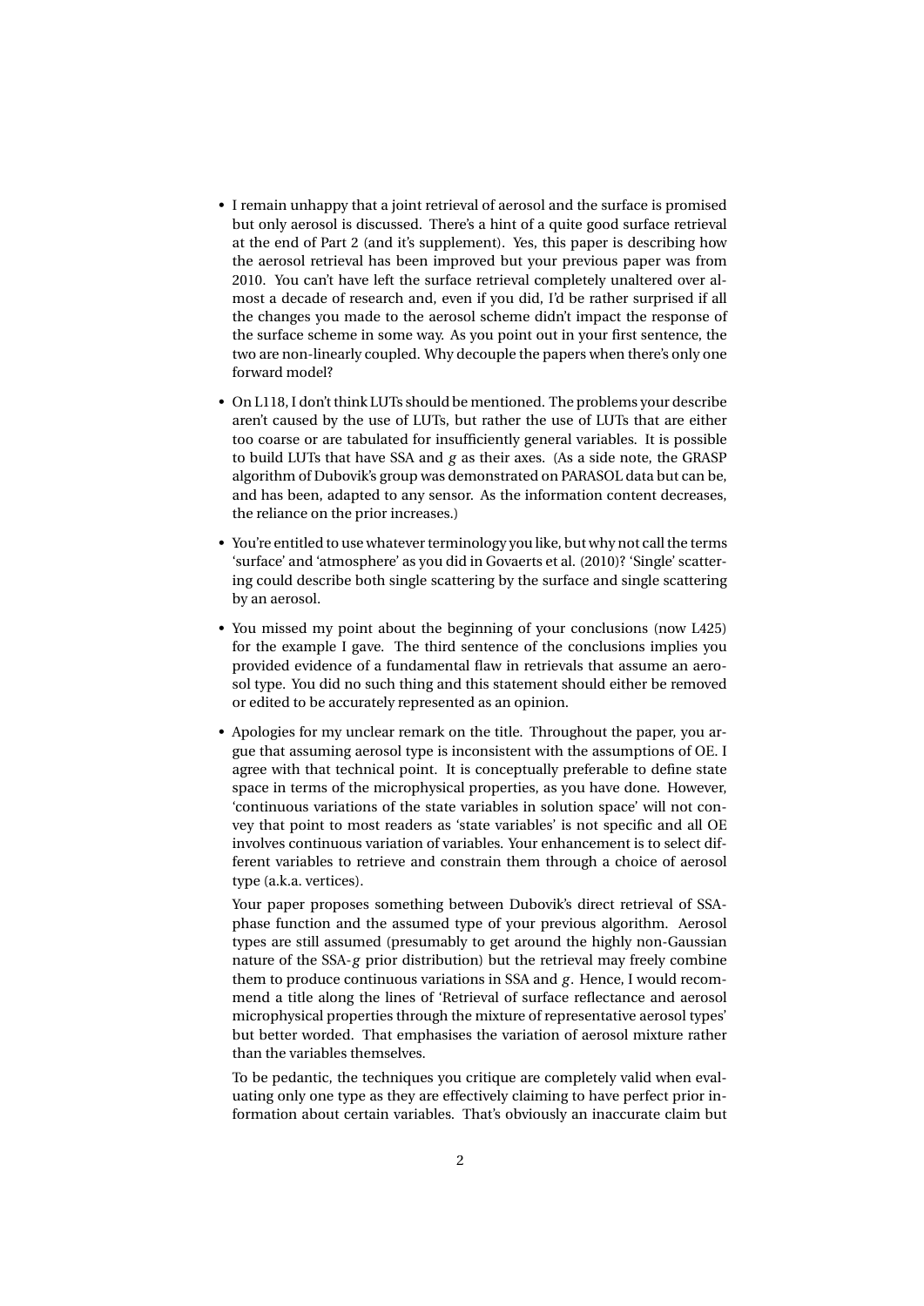- I remain unhappy that a joint retrieval of aerosol and the surface is promised but only aerosol is discussed. There's a hint of a quite good surface retrieval at the end of Part 2 (and it's supplement). Yes, this paper is describing how the aerosol retrieval has been improved but your previous paper was from 2010. You can't have left the surface retrieval completely unaltered over almost a decade of research and, even if you did, I'd be rather surprised if all the changes you made to the aerosol scheme didn't impact the response of the surface scheme in some way. As you point out in your first sentence, the two are non-linearly coupled. Why decouple the papers when there's only one forward model?

- On L118, I don't think LUTs should be mentioned. The problems your describe aren't caused by the use of LUTs, but rather the use of LUTs that are either too coarse or are tabulated for insufficiently general variables. It is possible to build LUTs that have SSA and $g$ as their axes. (As a side note, the GRASP algorithm of Dubovik's group was demonstrated on PARASOL data but can be, and has been, adapted to any sensor. As the information content decreases, the reliance on the prior increases.)

- You're entitled to use whatever terminology you like, but why not call the terms 'surface' and 'atmosphere' as you did in Govaerts et al. (2010)? 'Single' scattering could describe both single scattering by the surface and single scattering by an aerosol.

- You missed my point about the beginning of your conclusions (now L425) for the example I gave. The third sentence of the conclusions implies you provided evidence of a fundamental flaw in retrievals that assume an aerosol type. You did no such thing and this statement should either be removed or edited to be accurately represented as an opinion.

- Apologies for my unclear remark on the title. Throughout the paper, you argue that assuming aerosol type is inconsistent with the assumptions of OE. I agree with that technical point. It is conceptually preferable to define state space in terms of the microphysical properties, as you have done. However, 'continuous variations of the state variables in solution space' will not convey that point to most readers as 'state variables' is not specific and all OE involves continuous variation of variables. Your enhancement is to select different variables to retrieve and constrain them through a choice of aerosol type (a.k.a. vertices).

  Your paper proposes something between Dubovik's direct retrieval of SSA-phase function and the assumed type of your previous algorithm. Aerosol types are still assumed (presumably to get around the highly non-Gaussian nature of the SSA-$g$ prior distribution) but the retrieval may freely combine them to produce continuous variations in SSA and $g$. Hence, I would recommend a title along the lines of 'Retrieval of surface reflectance and aerosol microphysical properties through the mixture of representative aerosol types' but better worded. That emphasises the variation of aerosol mixture rather than the variables themselves.

  To be pedantic, the techniques you critique are completely valid when evaluating only one type as they are effectively claiming to have perfect prior information about certain variables. That's obviously an inaccurate claim but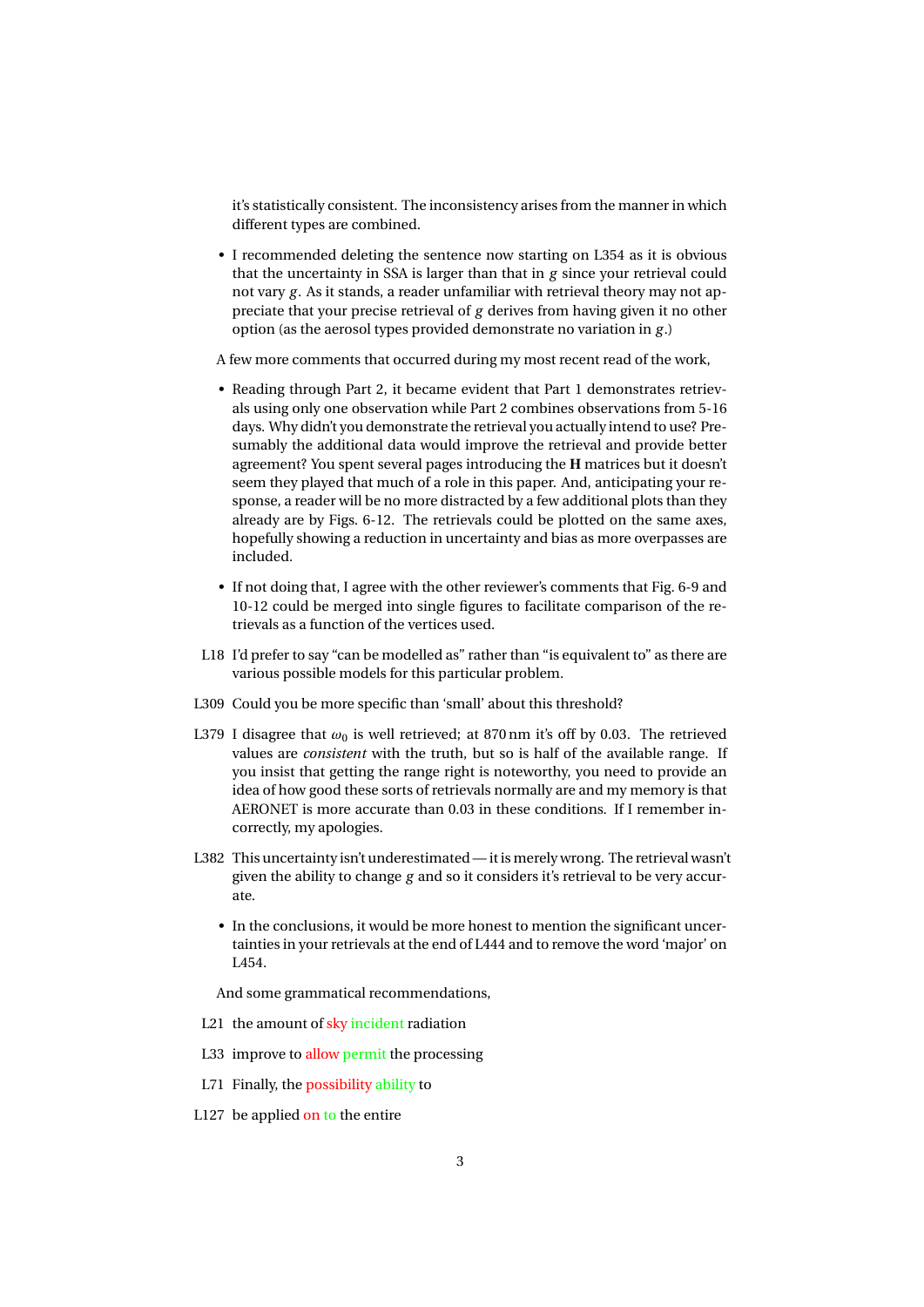it's statistically consistent. The inconsistency arises from the manner in which different types are combined.

- I recommended deleting the sentence now starting on L354 as it is obvious that the uncertainty in SSA is larger than that in $g$ since your retrieval could not vary $g$. As it stands, a reader unfamiliar with retrieval theory may not appreciate that your precise retrieval of $g$ derives from having given it no other option (as the aerosol types provided demonstrate no variation in $g$.)

A few more comments that occurred during my most recent read of the work,

- Reading through Part 2, it became evident that Part 1 demonstrates retrievals using only one observation while Part 2 combines observations from 5-16 days. Why didn't you demonstrate the retrieval you actually intend to use? Presumably the additional data would improve the retrieval and provide better agreement? You spent several pages introducing the **H** matrices but it doesn't seem they played that much of a role in this paper. And, anticipating your response, a reader will be no more distracted by a few additional plots than they already are by Figs. 6-12. The retrievals could be plotted on the same axes, hopefully showing a reduction in uncertainty and bias as more overpasses are included.

- If not doing that, I agree with the other reviewer's comments that Fig. 6-9 and 10-12 could be merged into single figures to facilitate comparison of the retrievals as a function of the vertices used.

L18 I'd prefer to say "can be modelled as" rather than "is equivalent to" as there are various possible models for this particular problem.

L309 Could you be more specific than 'small' about this threshold?

L379 I disagree that $\omega_0$ is well retrieved; at 870 nm it's off by 0.03. The retrieved values are *consistent* with the truth, but so is half of the available range. If you insist that getting the range right is noteworthy, you need to provide an idea of how good these sorts of retrievals normally are and my memory is that AERONET is more accurate than 0.03 in these conditions. If I remember incorrectly, my apologies.

L382 This uncertainty isn't underestimated — it is merely wrong. The retrieval wasn't given the ability to change $g$ and so it considers it's retrieval to be very accurate.

- In the conclusions, it would be more honest to mention the significant uncertainties in your retrievals at the end of L444 and to remove the word 'major' on L454.

And some grammatical recommendations,

L21 the amount of sky incident radiation

L33 improve to allow permit the processing

L71 Finally, the possibility ability to

L127 be applied on to the entire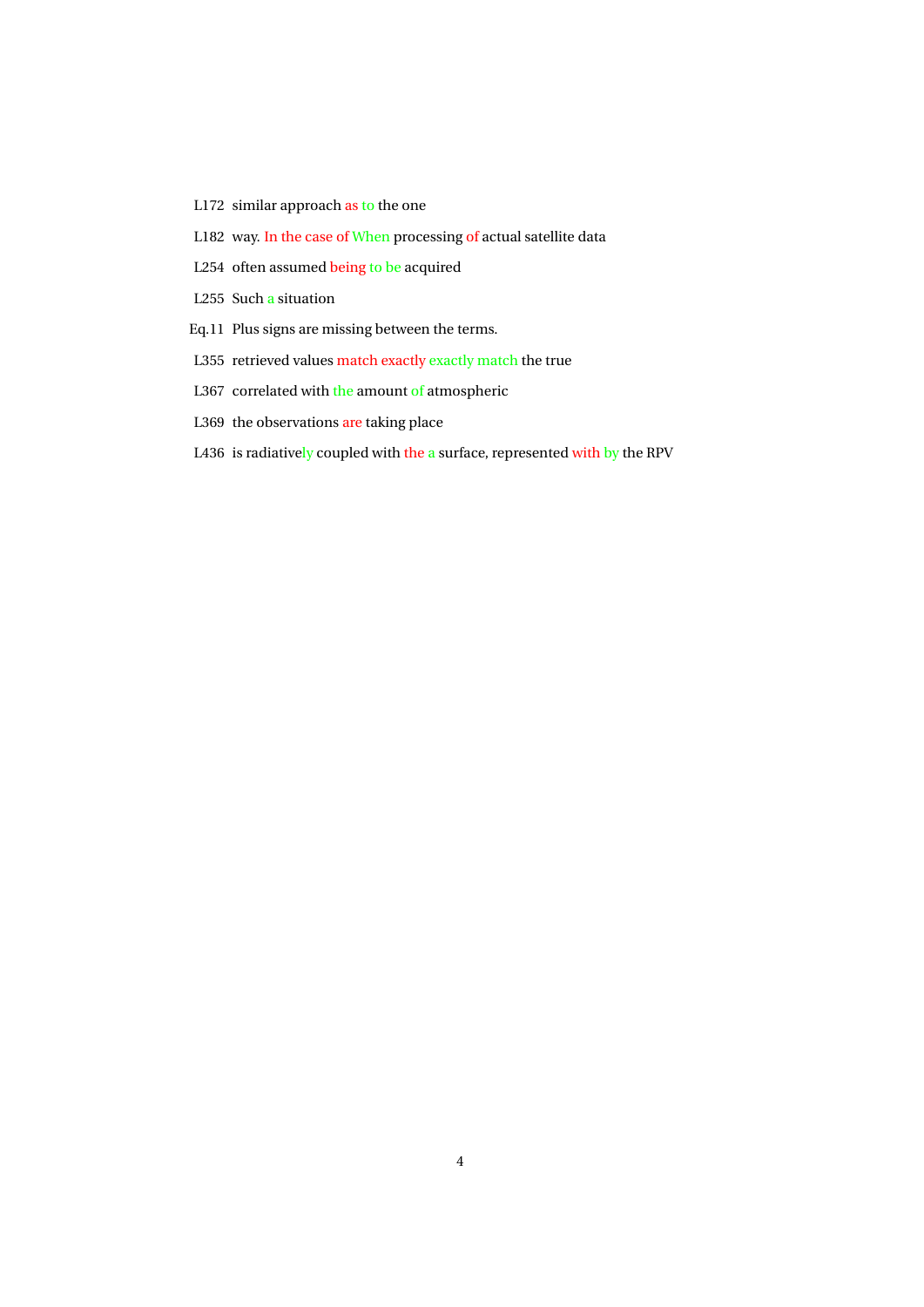L172 similar approach as to the one

L182 way. In the case of When processing of actual satellite data

L254 often assumed being to be acquired

L255 Such a situation

Eq.11 Plus signs are missing between the terms.

L355 retrieved values match exactly exactly match the true

L367 correlated with the amount of atmospheric

L369 the observations are taking place

L436 is radiatively coupled with the a surface, represented with by the RPV